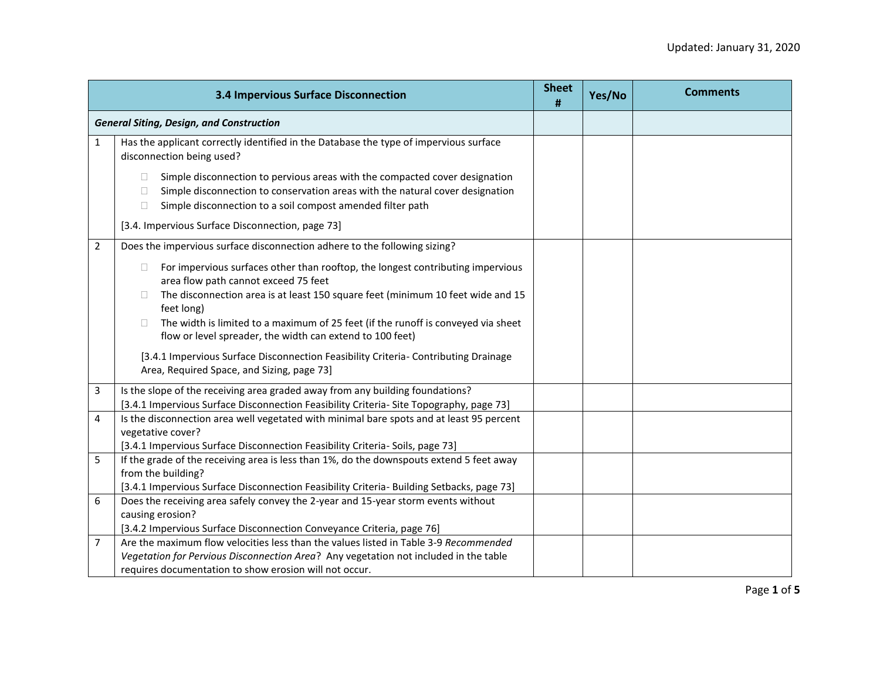Updated: January 31, 2020

| | 3.4 Impervious Surface Disconnection | Sheet # | Yes/No | Comments |
|---|---|---|---|---|
| | ***General Siting, Design, and Construction*** | | | |
| 1 | Has the applicant correctly identified in the Database the type of impervious surface disconnection being used?<br><br>☐ Simple disconnection to pervious areas with the compacted cover designation<br>☐ Simple disconnection to conservation areas with the natural cover designation<br>☐ Simple disconnection to a soil compost amended filter path<br><br>[3.4. Impervious Surface Disconnection, page 73] | | | |
| 2 | Does the impervious surface disconnection adhere to the following sizing?<br><br>☐ For impervious surfaces other than rooftop, the longest contributing impervious area flow path cannot exceed 75 feet<br>☐ The disconnection area is at least 150 square feet (minimum 10 feet wide and 15 feet long)<br>☐ The width is limited to a maximum of 25 feet (if the runoff is conveyed via sheet flow or level spreader, the width can extend to 100 feet)<br><br>[3.4.1 Impervious Surface Disconnection Feasibility Criteria- Contributing Drainage Area, Required Space, and Sizing, page 73] | | | |
| 3 | Is the slope of the receiving area graded away from any building foundations?<br>[3.4.1 Impervious Surface Disconnection Feasibility Criteria- Site Topography, page 73] | | | |
| 4 | Is the disconnection area well vegetated with minimal bare spots and at least 95 percent vegetative cover?<br>[3.4.1 Impervious Surface Disconnection Feasibility Criteria- Soils, page 73] | | | |
| 5 | If the grade of the receiving area is less than 1%, do the downspouts extend 5 feet away from the building?<br>[3.4.1 Impervious Surface Disconnection Feasibility Criteria- Building Setbacks, page 73] | | | |
| 6 | Does the receiving area safely convey the 2-year and 15-year storm events without causing erosion?<br>[3.4.2 Impervious Surface Disconnection Conveyance Criteria, page 76] | | | |
| 7 | Are the maximum flow velocities less than the values listed in Table 3-9 *Recommended Vegetation for Pervious Disconnection Area*? Any vegetation not included in the table requires documentation to show erosion will not occur. | | | |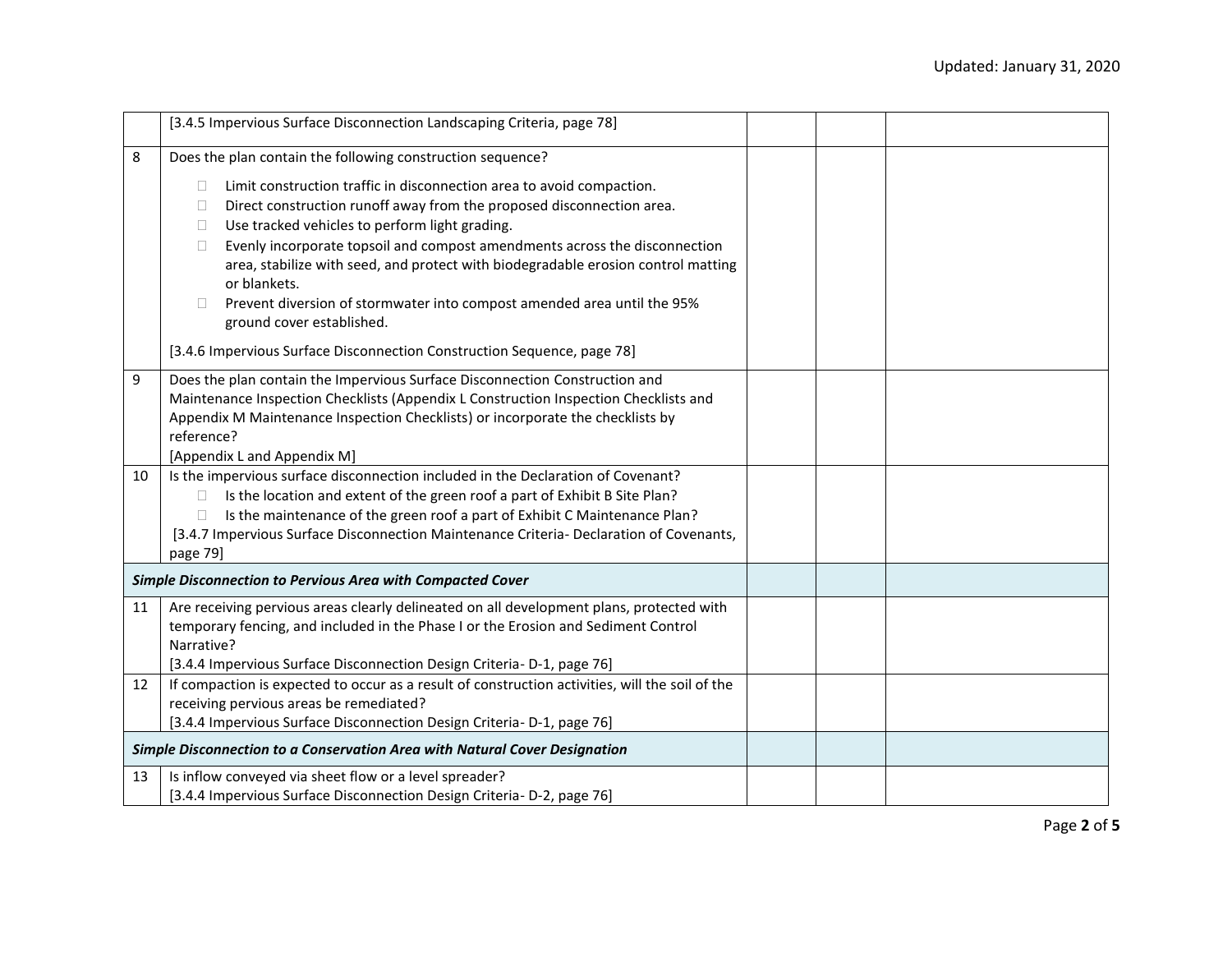| | | | | |
|---|---|---|---|---|
| | [3.4.5 Impervious Surface Disconnection Landscaping Criteria, page 78] | | | |
| 8 | Does the plan contain the following construction sequence?<br>☐ Limit construction traffic in disconnection area to avoid compaction.<br>☐ Direct construction runoff away from the proposed disconnection area.<br>☐ Use tracked vehicles to perform light grading.<br>☐ Evenly incorporate topsoil and compost amendments across the disconnection area, stabilize with seed, and protect with biodegradable erosion control matting or blankets.<br>☐ Prevent diversion of stormwater into compost amended area until the 95% ground cover established.<br>[3.4.6 Impervious Surface Disconnection Construction Sequence, page 78] | | | |
| 9 | Does the plan contain the Impervious Surface Disconnection Construction and Maintenance Inspection Checklists (Appendix L Construction Inspection Checklists and Appendix M Maintenance Inspection Checklists) or incorporate the checklists by reference?<br>[Appendix L and Appendix M] | | | |
| 10 | Is the impervious surface disconnection included in the Declaration of Covenant?<br>☐ Is the location and extent of the green roof a part of Exhibit B Site Plan?<br>☐ Is the maintenance of the green roof a part of Exhibit C Maintenance Plan?<br>[3.4.7 Impervious Surface Disconnection Maintenance Criteria- Declaration of Covenants, page 79] | | | |
| ***Simple Disconnection to Pervious Area with Compacted Cover*** | | | | |
| 11 | Are receiving pervious areas clearly delineated on all development plans, protected with temporary fencing, and included in the Phase I or the Erosion and Sediment Control Narrative?<br>[3.4.4 Impervious Surface Disconnection Design Criteria- D-1, page 76] | | | |
| 12 | If compaction is expected to occur as a result of construction activities, will the soil of the receiving pervious areas be remediated?<br>[3.4.4 Impervious Surface Disconnection Design Criteria- D-1, page 76] | | | |
| ***Simple Disconnection to a Conservation Area with Natural Cover Designation*** | | | | |
| 13 | Is inflow conveyed via sheet flow or a level spreader?<br>[3.4.4 Impervious Surface Disconnection Design Criteria- D-2, page 76] | | | |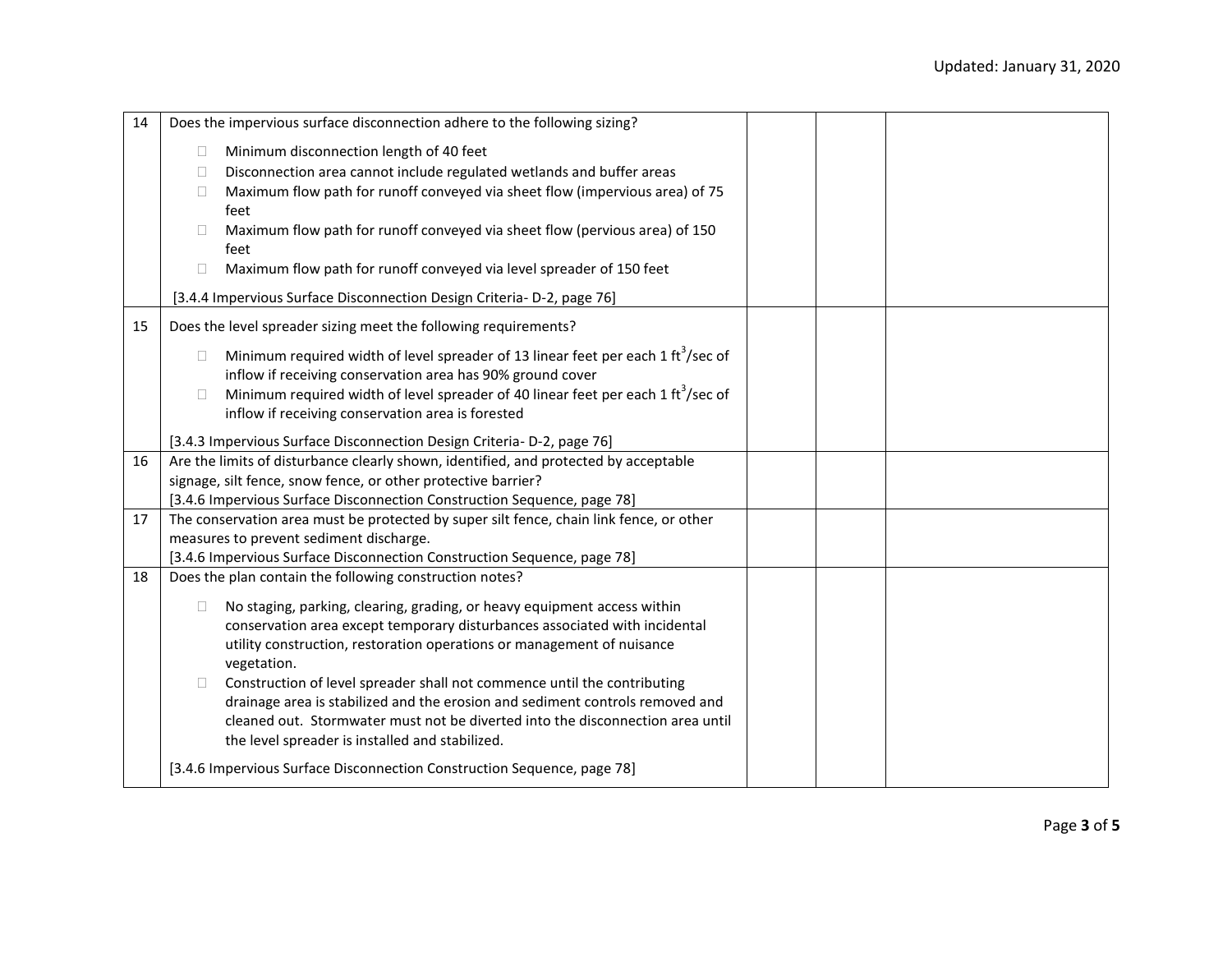| | | | | |
|---|---|---|---|---|
| 14 | Does the impervious surface disconnection adhere to the following sizing?<br><br>☐ Minimum disconnection length of 40 feet<br>☐ Disconnection area cannot include regulated wetlands and buffer areas<br>☐ Maximum flow path for runoff conveyed via sheet flow (impervious area) of 75 feet<br>☐ Maximum flow path for runoff conveyed via sheet flow (pervious area) of 150 feet<br>☐ Maximum flow path for runoff conveyed via level spreader of 150 feet<br><br>[3.4.4 Impervious Surface Disconnection Design Criteria- D-2, page 76] | | | |
| 15 | Does the level spreader sizing meet the following requirements?<br><br>☐ Minimum required width of level spreader of 13 linear feet per each 1 $ft^3$/sec of inflow if receiving conservation area has 90% ground cover<br>☐ Minimum required width of level spreader of 40 linear feet per each 1 $ft^3$/sec of inflow if receiving conservation area is forested<br><br>[3.4.3 Impervious Surface Disconnection Design Criteria- D-2, page 76] | | | |
| 16 | Are the limits of disturbance clearly shown, identified, and protected by acceptable signage, silt fence, snow fence, or other protective barrier?<br>[3.4.6 Impervious Surface Disconnection Construction Sequence, page 78] | | | |
| 17 | The conservation area must be protected by super silt fence, chain link fence, or other measures to prevent sediment discharge.<br>[3.4.6 Impervious Surface Disconnection Construction Sequence, page 78] | | | |
| 18 | Does the plan contain the following construction notes?<br><br>☐ No staging, parking, clearing, grading, or heavy equipment access within conservation area except temporary disturbances associated with incidental utility construction, restoration operations or management of nuisance vegetation.<br>☐ Construction of level spreader shall not commence until the contributing drainage area is stabilized and the erosion and sediment controls removed and cleaned out. Stormwater must not be diverted into the disconnection area until the level spreader is installed and stabilized.<br><br>[3.4.6 Impervious Surface Disconnection Construction Sequence, page 78] | | | |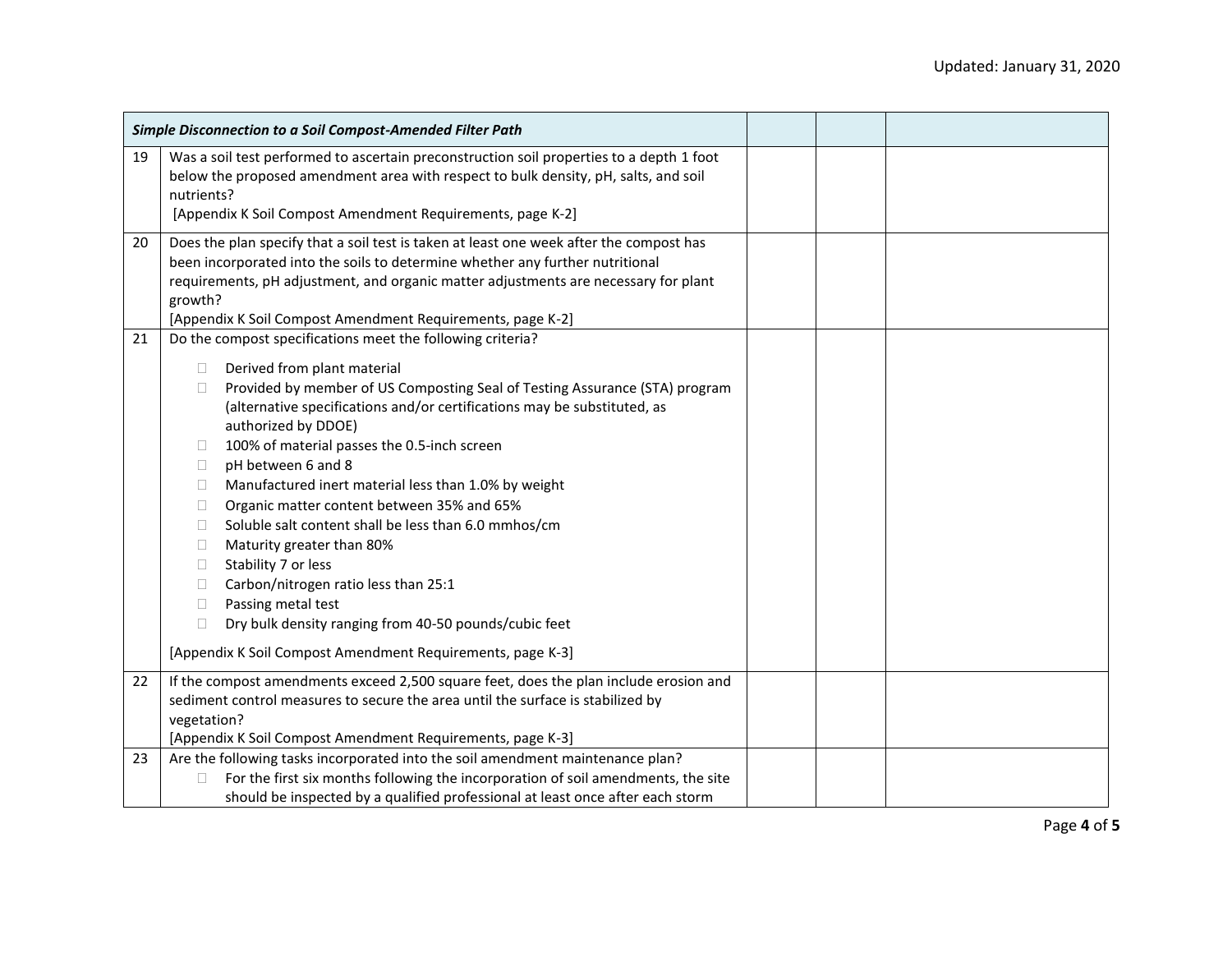| | *Simple Disconnection to a Soil Compost-Amended Filter Path* | | | |
|---|---|---|---|---|
| 19 | Was a soil test performed to ascertain preconstruction soil properties to a depth 1 foot below the proposed amendment area with respect to bulk density, pH, salts, and soil nutrients?<br>[Appendix K Soil Compost Amendment Requirements, page K-2] | | | |
| 20 | Does the plan specify that a soil test is taken at least one week after the compost has been incorporated into the soils to determine whether any further nutritional requirements, pH adjustment, and organic matter adjustments are necessary for plant growth?<br>[Appendix K Soil Compost Amendment Requirements, page K-2] | | | |
| 21 | Do the compost specifications meet the following criteria?<br>☐ Derived from plant material<br>☐ Provided by member of US Composting Seal of Testing Assurance (STA) program (alternative specifications and/or certifications may be substituted, as authorized by DDOE)<br>☐ 100% of material passes the 0.5-inch screen<br>☐ pH between 6 and 8<br>☐ Manufactured inert material less than 1.0% by weight<br>☐ Organic matter content between 35% and 65%<br>☐ Soluble salt content shall be less than 6.0 mmhos/cm<br>☐ Maturity greater than 80%<br>☐ Stability 7 or less<br>☐ Carbon/nitrogen ratio less than 25:1<br>☐ Passing metal test<br>☐ Dry bulk density ranging from 40-50 pounds/cubic feet<br>[Appendix K Soil Compost Amendment Requirements, page K-3] | | | |
| 22 | If the compost amendments exceed 2,500 square feet, does the plan include erosion and sediment control measures to secure the area until the surface is stabilized by vegetation?<br>[Appendix K Soil Compost Amendment Requirements, page K-3] | | | |
| 23 | Are the following tasks incorporated into the soil amendment maintenance plan?<br>☐ For the first six months following the incorporation of soil amendments, the site should be inspected by a qualified professional at least once after each storm | | | |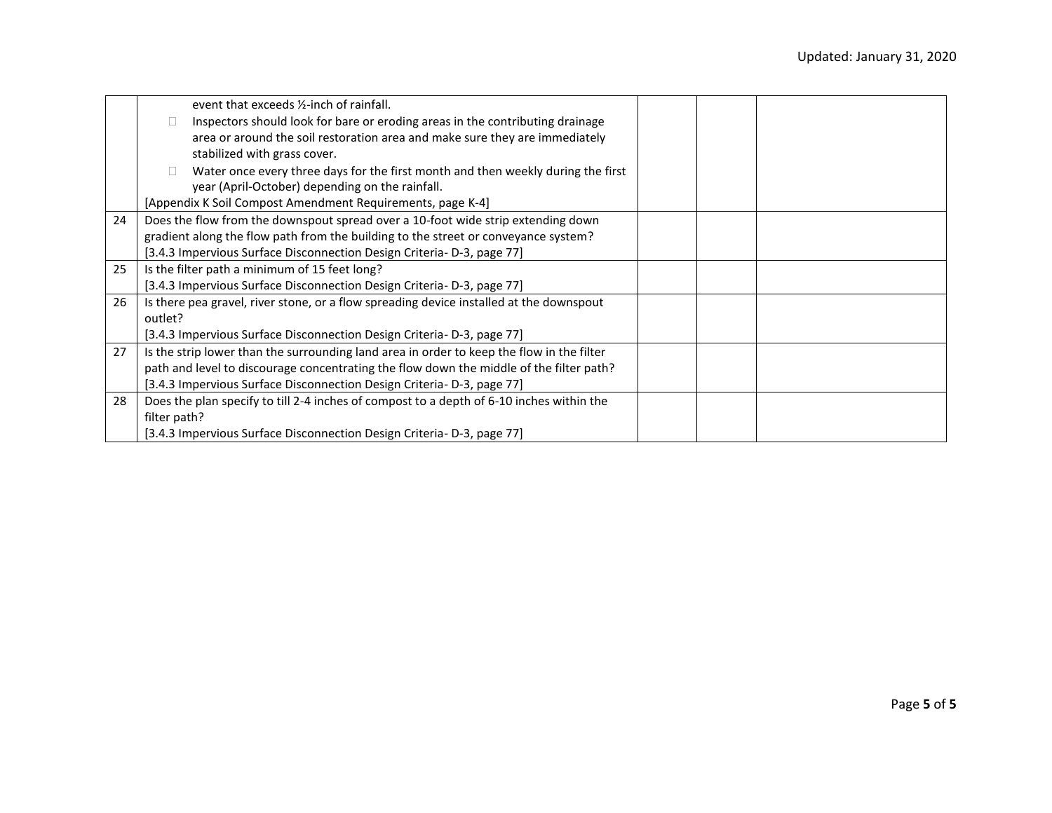| | | | | |
|---|---|---|---|---|
| | event that exceeds ½-inch of rainfall.<br>□ Inspectors should look for bare or eroding areas in the contributing drainage area or around the soil restoration area and make sure they are immediately stabilized with grass cover.<br>□ Water once every three days for the first month and then weekly during the first year (April-October) depending on the rainfall.<br>[Appendix K Soil Compost Amendment Requirements, page K-4] | | | |
| 24 | Does the flow from the downspout spread over a 10-foot wide strip extending down gradient along the flow path from the building to the street or conveyance system?<br>[3.4.3 Impervious Surface Disconnection Design Criteria- D-3, page 77] | | | |
| 25 | Is the filter path a minimum of 15 feet long?<br>[3.4.3 Impervious Surface Disconnection Design Criteria- D-3, page 77] | | | |
| 26 | Is there pea gravel, river stone, or a flow spreading device installed at the downspout outlet?<br>[3.4.3 Impervious Surface Disconnection Design Criteria- D-3, page 77] | | | |
| 27 | Is the strip lower than the surrounding land area in order to keep the flow in the filter path and level to discourage concentrating the flow down the middle of the filter path?<br>[3.4.3 Impervious Surface Disconnection Design Criteria- D-3, page 77] | | | |
| 28 | Does the plan specify to till 2-4 inches of compost to a depth of 6-10 inches within the filter path?<br>[3.4.3 Impervious Surface Disconnection Design Criteria- D-3, page 77] | | | |